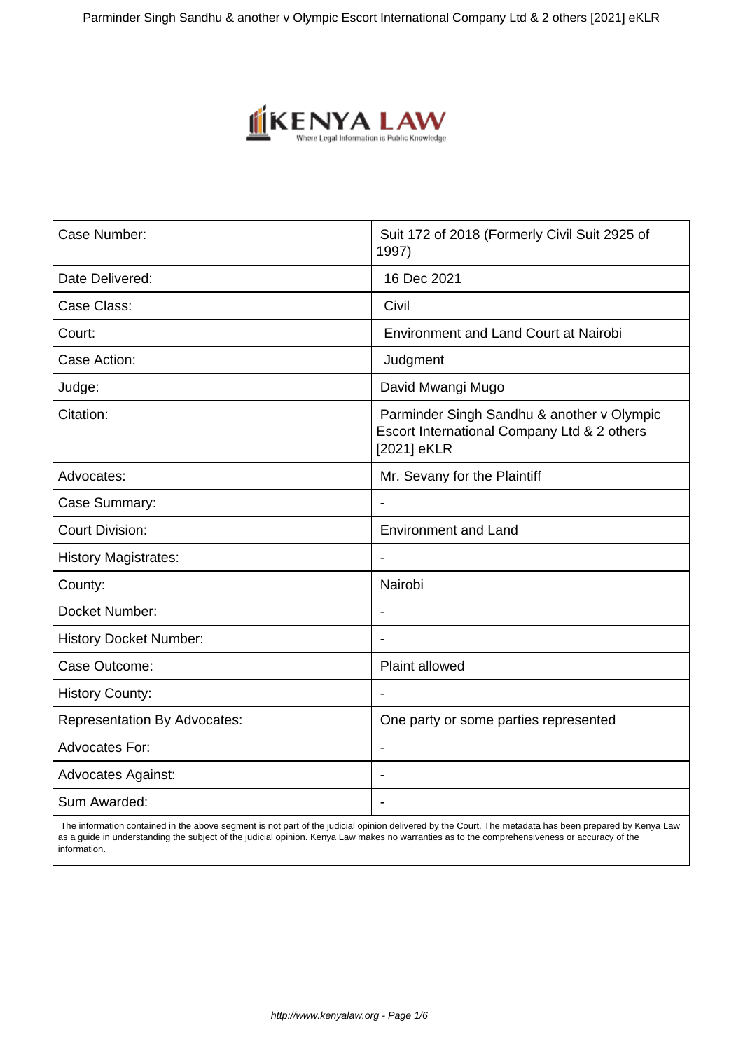| Case Number: | Suit 172 of 2018 (Formerly Civil Suit 2925 of 1997) |
|---|---|
| Date Delivered: | 16 Dec 2021 |
| Case Class: | Civil |
| Court: | Environment and Land Court at Nairobi |
| Case Action: | Judgment |
| Judge: | David Mwangi Mugo |
| Citation: | Parminder Singh Sandhu & another v Olympic Escort International Company Ltd & 2 others [2021] eKLR |
| Advocates: | Mr. Sevany for the Plaintiff |
| Case Summary: | - |
| Court Division: | Environment and Land |
| History Magistrates: | - |
| County: | Nairobi |
| Docket Number: | - |
| History Docket Number: | - |
| Case Outcome: | Plaint allowed |
| History County: | - |
| Representation By Advocates: | One party or some parties represented |
| Advocates For: | - |
| Advocates Against: | - |
| Sum Awarded: | - |

The information contained in the above segment is not part of the judicial opinion delivered by the Court. The metadata has been prepared by Kenya Law as a guide in understanding the subject of the judicial opinion. Kenya Law makes no warranties as to the comprehensiveness or accuracy of the information.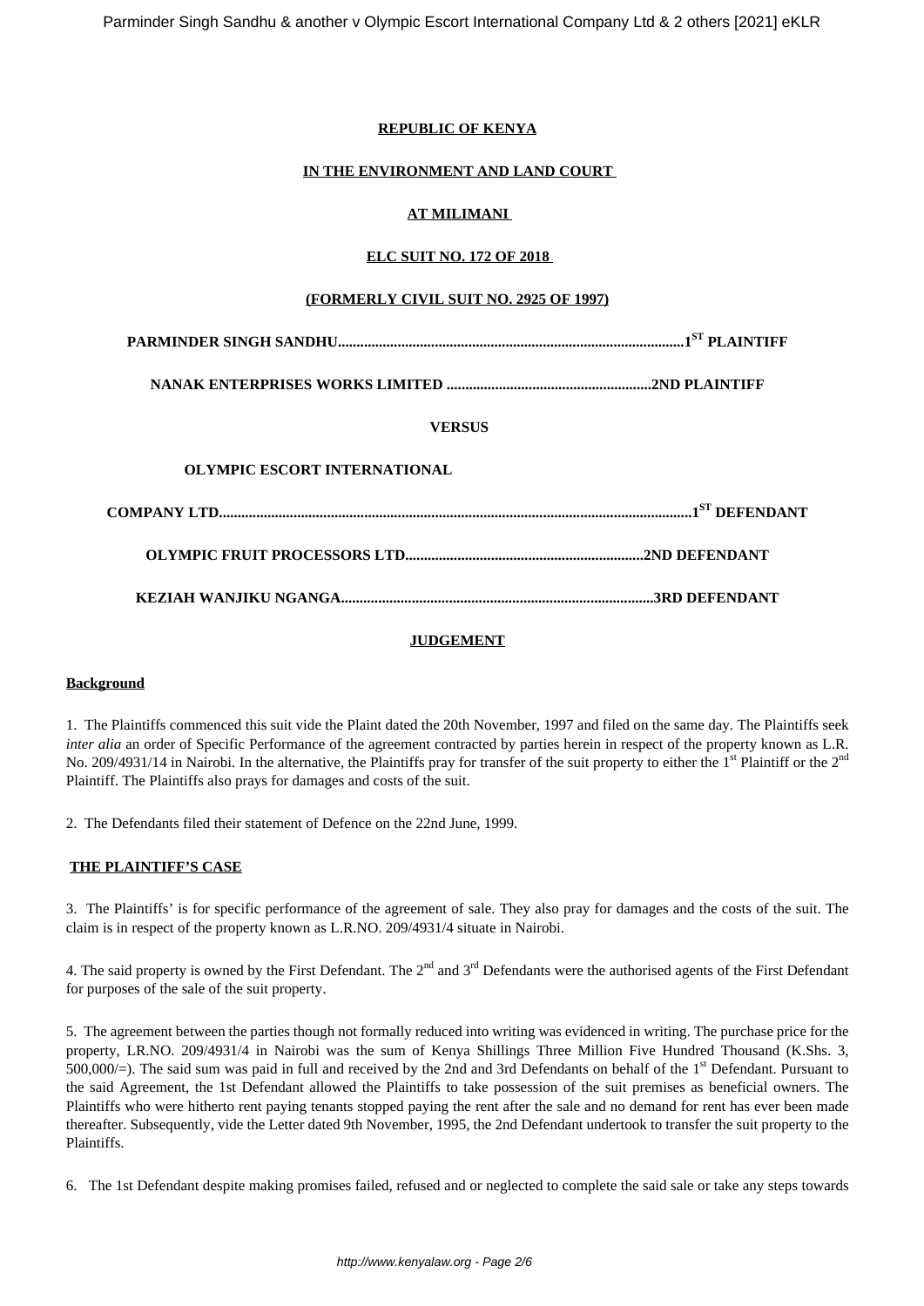**REPUBLIC OF KENYA**

**IN THE ENVIRONMENT AND LAND COURT**

**AT MILIMANI**

**ELC SUIT NO. 172 OF 2018**

**(FORMERLY CIVIL SUIT NO. 2925 OF 1997)**

**PARMINDER SINGH SANDHU...........................................................................................1ST PLAINTIFF**

**NANAK ENTERPRISES WORKS LIMITED .......................................................2ND PLAINTIFF**

**VERSUS**

**OLYMPIC ESCORT INTERNATIONAL**

**COMPANY LTD............................................................................................................1ST DEFENDANT**

**OLYMPIC FRUIT PROCESSORS LTD...............................................................2ND DEFENDANT**

**KEZIAH WANJIKU NGANGA...................................................................................3RD DEFENDANT**

**JUDGEMENT**

**Background**

1. The Plaintiffs commenced this suit vide the Plaint dated the 20th November, 1997 and filed on the same day. The Plaintiffs seek *inter alia* an order of Specific Performance of the agreement contracted by parties herein in respect of the property known as L.R. No. 209/4931/14 in Nairobi. In the alternative, the Plaintiffs pray for transfer of the suit property to either the 1st Plaintiff or the 2nd Plaintiff. The Plaintiffs also prays for damages and costs of the suit.

2. The Defendants filed their statement of Defence on the 22nd June, 1999.

**THE PLAINTIFF'S CASE**

3. The Plaintiffs' is for specific performance of the agreement of sale. They also pray for damages and the costs of the suit. The claim is in respect of the property known as L.R.NO. 209/4931/4 situate in Nairobi.

4. The said property is owned by the First Defendant. The 2nd and 3rd Defendants were the authorised agents of the First Defendant for purposes of the sale of the suit property.

5. The agreement between the parties though not formally reduced into writing was evidenced in writing. The purchase price for the property, LR.NO. 209/4931/4 in Nairobi was the sum of Kenya Shillings Three Million Five Hundred Thousand (K.Shs. 3, 500,000/=). The said sum was paid in full and received by the 2nd and 3rd Defendants on behalf of the 1st Defendant. Pursuant to the said Agreement, the 1st Defendant allowed the Plaintiffs to take possession of the suit premises as beneficial owners. The Plaintiffs who were hitherto rent paying tenants stopped paying the rent after the sale and no demand for rent has ever been made thereafter. Subsequently, vide the Letter dated 9th November, 1995, the 2nd Defendant undertook to transfer the suit property to the Plaintiffs.

6. The 1st Defendant despite making promises failed, refused and or neglected to complete the said sale or take any steps towards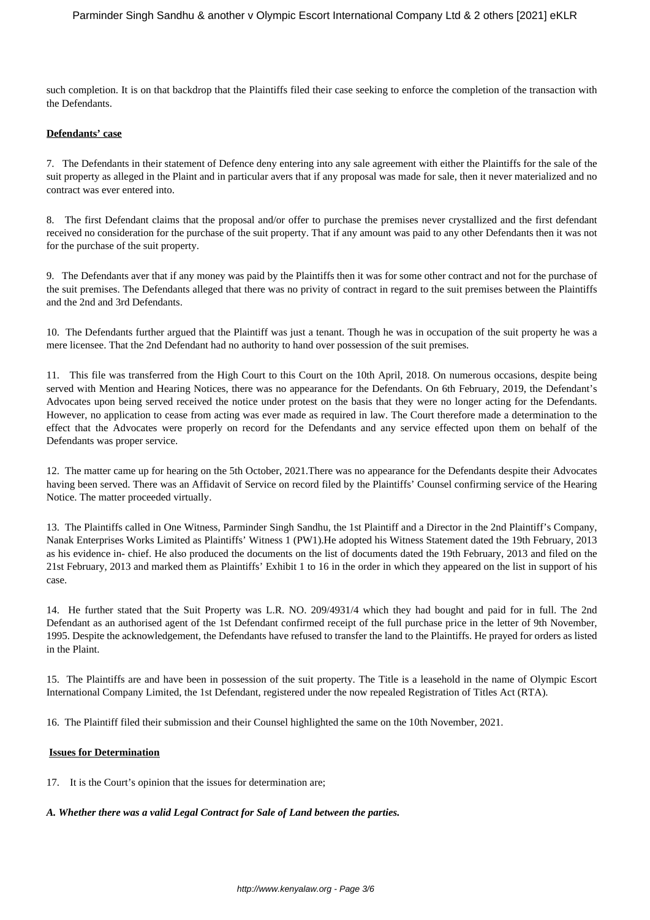such completion. It is on that backdrop that the Plaintiffs filed their case seeking to enforce the completion of the transaction with the Defendants.

**Defendants' case**

7. The Defendants in their statement of Defence deny entering into any sale agreement with either the Plaintiffs for the sale of the suit property as alleged in the Plaint and in particular avers that if any proposal was made for sale, then it never materialized and no contract was ever entered into.

8. The first Defendant claims that the proposal and/or offer to purchase the premises never crystallized and the first defendant received no consideration for the purchase of the suit property. That if any amount was paid to any other Defendants then it was not for the purchase of the suit property.

9. The Defendants aver that if any money was paid by the Plaintiffs then it was for some other contract and not for the purchase of the suit premises. The Defendants alleged that there was no privity of contract in regard to the suit premises between the Plaintiffs and the 2nd and 3rd Defendants.

10. The Defendants further argued that the Plaintiff was just a tenant. Though he was in occupation of the suit property he was a mere licensee. That the 2nd Defendant had no authority to hand over possession of the suit premises.

11. This file was transferred from the High Court to this Court on the 10th April, 2018. On numerous occasions, despite being served with Mention and Hearing Notices, there was no appearance for the Defendants. On 6th February, 2019, the Defendant's Advocates upon being served received the notice under protest on the basis that they were no longer acting for the Defendants. However, no application to cease from acting was ever made as required in law. The Court therefore made a determination to the effect that the Advocates were properly on record for the Defendants and any service effected upon them on behalf of the Defendants was proper service.

12. The matter came up for hearing on the 5th October, 2021.There was no appearance for the Defendants despite their Advocates having been served. There was an Affidavit of Service on record filed by the Plaintiffs' Counsel confirming service of the Hearing Notice. The matter proceeded virtually.

13. The Plaintiffs called in One Witness, Parminder Singh Sandhu, the 1st Plaintiff and a Director in the 2nd Plaintiff's Company, Nanak Enterprises Works Limited as Plaintiffs' Witness 1 (PW1).He adopted his Witness Statement dated the 19th February, 2013 as his evidence in- chief. He also produced the documents on the list of documents dated the 19th February, 2013 and filed on the 21st February, 2013 and marked them as Plaintiffs' Exhibit 1 to 16 in the order in which they appeared on the list in support of his case.

14. He further stated that the Suit Property was L.R. NO. 209/4931/4 which they had bought and paid for in full. The 2nd Defendant as an authorised agent of the 1st Defendant confirmed receipt of the full purchase price in the letter of 9th November, 1995. Despite the acknowledgement, the Defendants have refused to transfer the land to the Plaintiffs. He prayed for orders as listed in the Plaint.

15. The Plaintiffs are and have been in possession of the suit property. The Title is a leasehold in the name of Olympic Escort International Company Limited, the 1st Defendant, registered under the now repealed Registration of Titles Act (RTA).

16. The Plaintiff filed their submission and their Counsel highlighted the same on the 10th November, 2021.

**Issues for Determination**

17. It is the Court's opinion that the issues for determination are;

***A. Whether there was a valid Legal Contract for Sale of Land between the parties.***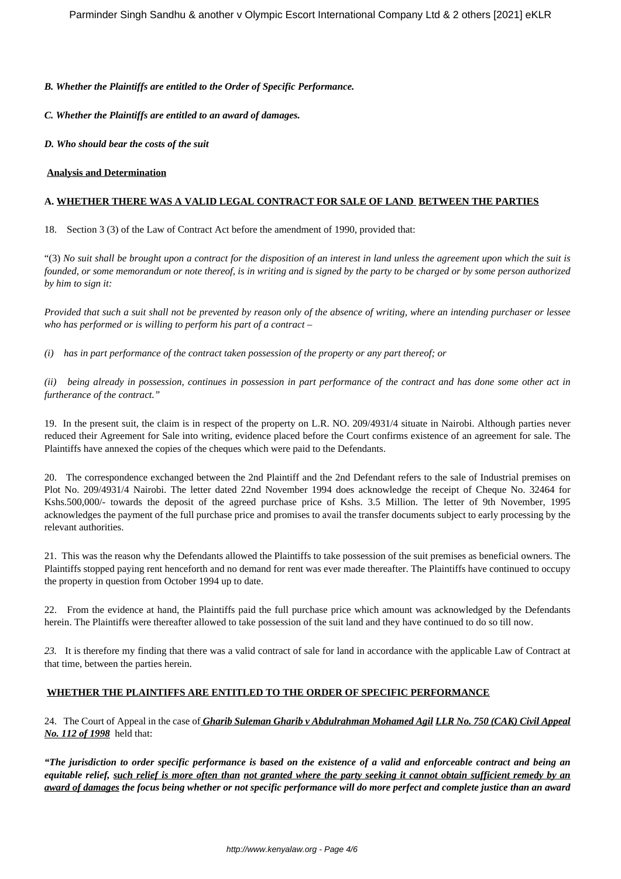***B. Whether the Plaintiffs are entitled to the Order of Specific Performance.***

***C. Whether the Plaintiffs are entitled to an award of damages.***

***D. Who should bear the costs of the suit***

**Analysis and Determination**

**A. WHETHER THERE WAS A VALID LEGAL CONTRACT FOR SALE OF LAND BETWEEN THE PARTIES**

18. Section 3 (3) of the Law of Contract Act before the amendment of 1990, provided that:

"(3) *No suit shall be brought upon a contract for the disposition of an interest in land unless the agreement upon which the suit is founded, or some memorandum or note thereof, is in writing and is signed by the party to be charged or by some person authorized by him to sign it:*

*Provided that such a suit shall not be prevented by reason only of the absence of writing, where an intending purchaser or lessee who has performed or is willing to perform his part of a contract –*

*(i) has in part performance of the contract taken possession of the property or any part thereof; or*

*(ii) being already in possession, continues in possession in part performance of the contract and has done some other act in furtherance of the contract."*

19. In the present suit, the claim is in respect of the property on L.R. NO. 209/4931/4 situate in Nairobi. Although parties never reduced their Agreement for Sale into writing, evidence placed before the Court confirms existence of an agreement for sale. The Plaintiffs have annexed the copies of the cheques which were paid to the Defendants.

20. The correspondence exchanged between the 2nd Plaintiff and the 2nd Defendant refers to the sale of Industrial premises on Plot No. 209/4931/4 Nairobi. The letter dated 22nd November 1994 does acknowledge the receipt of Cheque No. 32464 for Kshs.500,000/- towards the deposit of the agreed purchase price of Kshs. 3.5 Million. The letter of 9th November, 1995 acknowledges the payment of the full purchase price and promises to avail the transfer documents subject to early processing by the relevant authorities.

21. This was the reason why the Defendants allowed the Plaintiffs to take possession of the suit premises as beneficial owners. The Plaintiffs stopped paying rent henceforth and no demand for rent was ever made thereafter. The Plaintiffs have continued to occupy the property in question from October 1994 up to date.

22. From the evidence at hand, the Plaintiffs paid the full purchase price which amount was acknowledged by the Defendants herein. The Plaintiffs were thereafter allowed to take possession of the suit land and they have continued to do so till now.

*23.* It is therefore my finding that there was a valid contract of sale for land in accordance with the applicable Law of Contract at that time, between the parties herein.

**WHETHER THE PLAINTIFFS ARE ENTITLED TO THE ORDER OF SPECIFIC PERFORMANCE**

24. The Court of Appeal in the case of ***Gharib Suleman Gharib v Abdulrahman Mohamed Agil LLR No. 750 (CAK) Civil Appeal No. 112 of 1998*** held that:

***"The jurisdiction to order specific performance is based on the existence of a valid and enforceable contract and being an equitable relief, such relief is more often than not granted where the party seeking it cannot obtain sufficient remedy by an award of damages the focus being whether or not specific performance will do more perfect and complete justice than an award***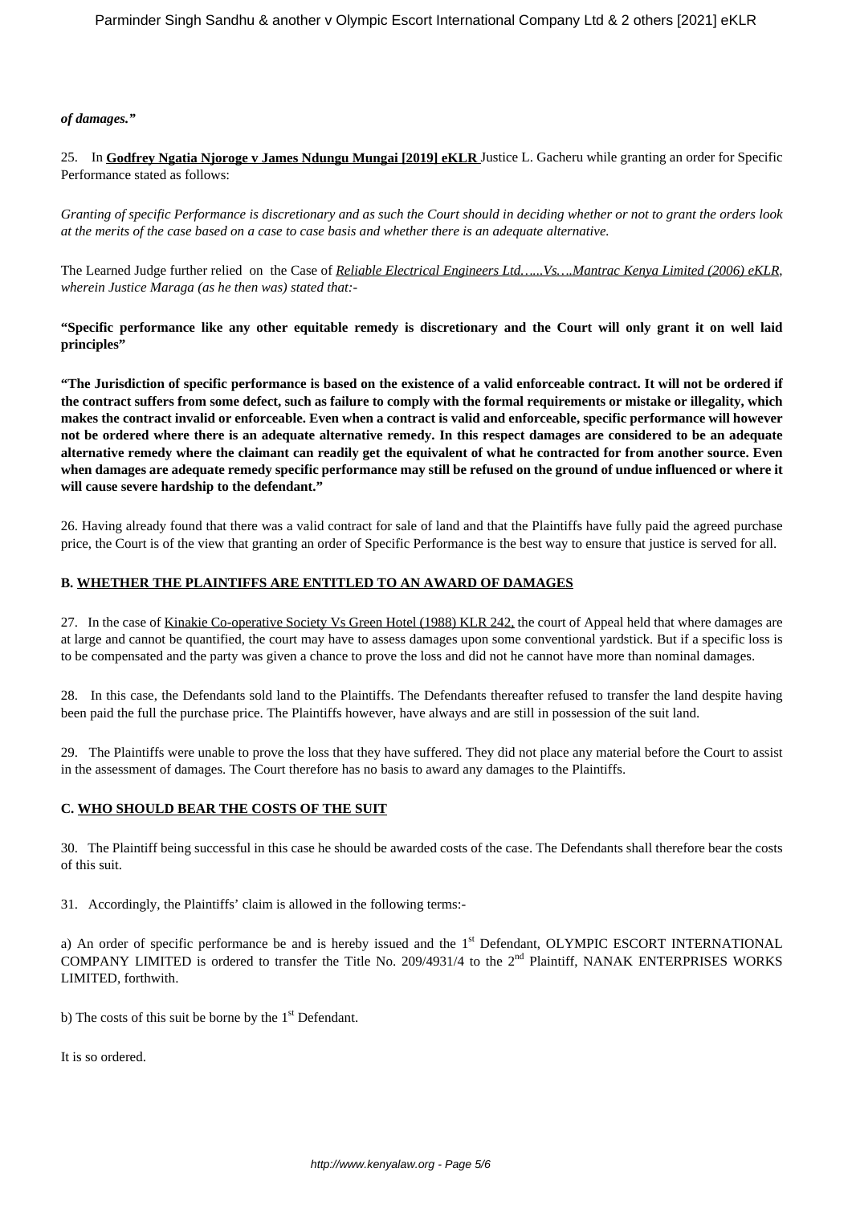***of damages."***

25. In **Godfrey Ngatia Njoroge v James Ndungu Mungai [2019] eKLR** Justice L. Gacheru while granting an order for Specific Performance stated as follows:

*Granting of specific Performance is discretionary and as such the Court should in deciding whether or not to grant the orders look at the merits of the case based on a case to case basis and whether there is an adequate alternative.*

The Learned Judge further relied on the Case of *Reliable Electrical Engineers Ltd…...Vs….Mantrac Kenya Limited (2006) eKLR, wherein Justice Maraga (as he then was) stated that:-*

**"Specific performance like any other equitable remedy is discretionary and the Court will only grant it on well laid principles"**

**"The Jurisdiction of specific performance is based on the existence of a valid enforceable contract. It will not be ordered if the contract suffers from some defect, such as failure to comply with the formal requirements or mistake or illegality, which makes the contract invalid or enforceable. Even when a contract is valid and enforceable, specific performance will however not be ordered where there is an adequate alternative remedy. In this respect damages are considered to be an adequate alternative remedy where the claimant can readily get the equivalent of what he contracted for from another source. Even when damages are adequate remedy specific performance may still be refused on the ground of undue influenced or where it will cause severe hardship to the defendant."**

26. Having already found that there was a valid contract for sale of land and that the Plaintiffs have fully paid the agreed purchase price, the Court is of the view that granting an order of Specific Performance is the best way to ensure that justice is served for all.

**B. WHETHER THE PLAINTIFFS ARE ENTITLED TO AN AWARD OF DAMAGES**

27. In the case of Kinakie Co-operative Society Vs Green Hotel (1988) KLR 242, the court of Appeal held that where damages are at large and cannot be quantified, the court may have to assess damages upon some conventional yardstick. But if a specific loss is to be compensated and the party was given a chance to prove the loss and did not he cannot have more than nominal damages.

28. In this case, the Defendants sold land to the Plaintiffs. The Defendants thereafter refused to transfer the land despite having been paid the full the purchase price. The Plaintiffs however, have always and are still in possession of the suit land.

29. The Plaintiffs were unable to prove the loss that they have suffered. They did not place any material before the Court to assist in the assessment of damages. The Court therefore has no basis to award any damages to the Plaintiffs.

**C. WHO SHOULD BEAR THE COSTS OF THE SUIT**

30. The Plaintiff being successful in this case he should be awarded costs of the case. The Defendants shall therefore bear the costs of this suit.

31. Accordingly, the Plaintiffs' claim is allowed in the following terms:-

a) An order of specific performance be and is hereby issued and the 1st Defendant, OLYMPIC ESCORT INTERNATIONAL COMPANY LIMITED is ordered to transfer the Title No. 209/4931/4 to the 2nd Plaintiff, NANAK ENTERPRISES WORKS LIMITED, forthwith.

b) The costs of this suit be borne by the 1st Defendant.

It is so ordered.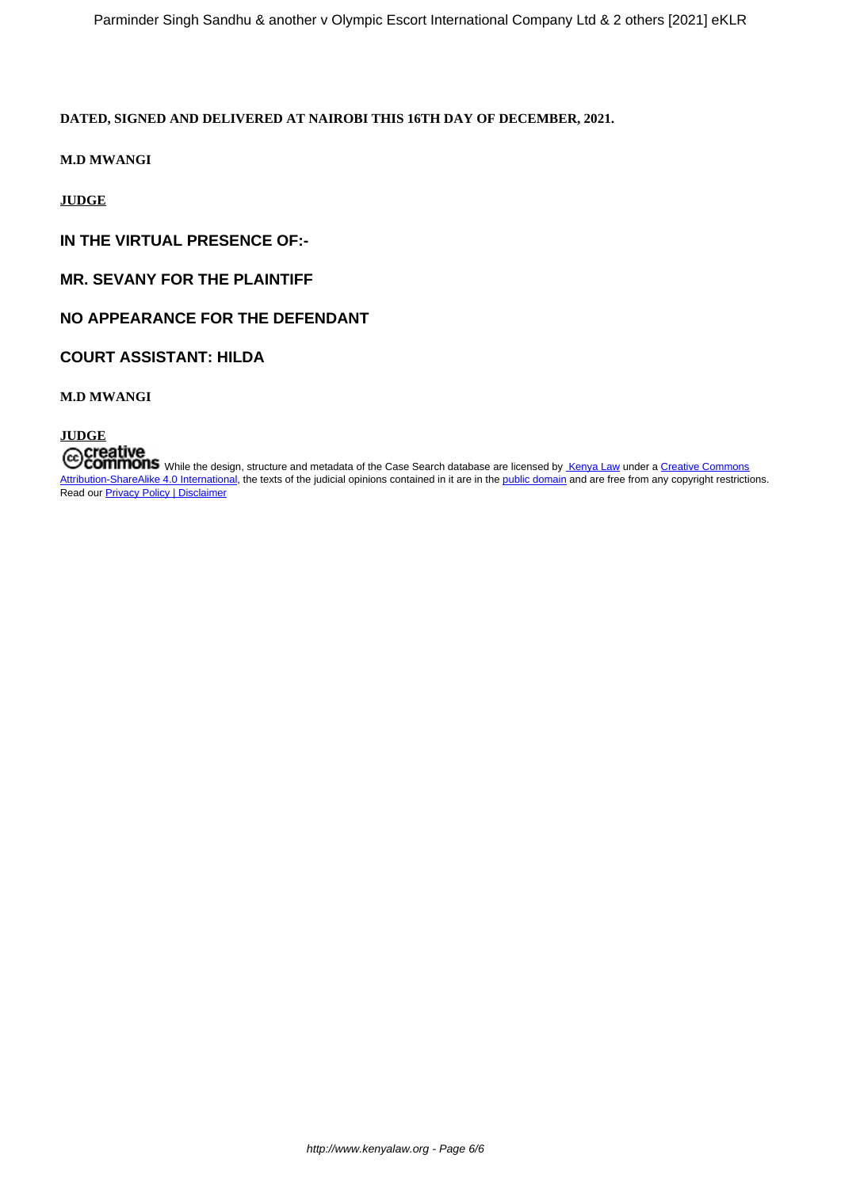**DATED, SIGNED AND DELIVERED AT NAIROBI THIS 16TH DAY OF DECEMBER, 2021.**

**M.D MWANGI**

**JUDGE**

**IN THE VIRTUAL PRESENCE OF:-**

**MR. SEVANY FOR THE PLAINTIFF**

**NO APPEARANCE FOR THE DEFENDANT**

**COURT ASSISTANT: HILDA**

**M.D MWANGI**

**JUDGE**

While the design, structure and metadata of the Case Search database are licensed by Kenya Law under a Creative Commons Attribution-ShareAlike 4.0 International, the texts of the judicial opinions contained in it are in the public domain and are free from any copyright restrictions. Read our Privacy Policy | Disclaimer